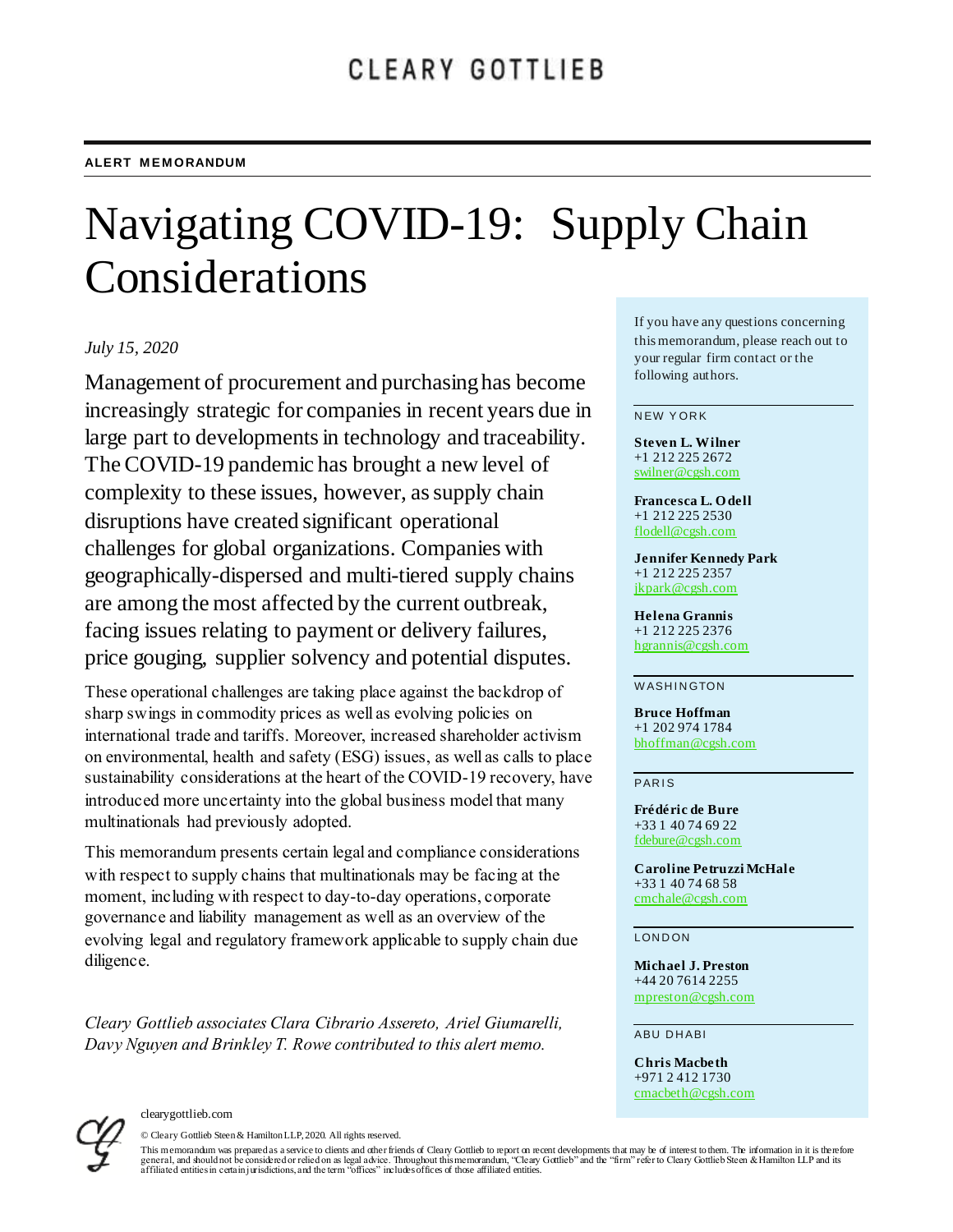CLEARY GOTTLIEB

**ALERT MEMORANDUM**

# Navigating COVID-19: Supply Chain Considerations

*July 15, 2020*

Management of procurement and purchasing has become increasingly strategic for companies in recent years due in large part to developments in technology and traceability. The COVID-19 pandemic has brought a new level of complexity to these issues, however, as supply chain disruptions have created significant operational challenges for global organizations. Companies with geographically-dispersed and multi-tiered supply chains are among the most affected by the current outbreak, facing issues relating to payment or delivery failures, price gouging, supplier solvency and potential disputes.

These operational challenges are taking place against the backdrop of sharp swings in commodity prices as well as evolving policies on international trade and tariffs. Moreover, increased shareholder activism on environmental, health and safety (ESG) issues, as well as calls to place sustainability considerations at the heart of the COVID-19 recovery, have introduced more uncertainty into the global business model that many multinationals had previously adopted.

This memorandum presents certain legal and compliance considerations with respect to supply chains that multinationals may be facing at the moment, including with respect to day-to-day operations, corporate governance and liability management as well as an overview of the evolving legal and regulatory framework applicable to supply chain due diligence.

*Cleary Gottlieb associates Clara Cibrario Assereto, Ariel Giumarelli, Davy Nguyen and Brinkley T. Rowe contributed to this alert memo.*

If you have any questions concerning this memorandum, please reach out to your regular firm contact or the following authors.

NEW YORK

**Steven L. Wilner**
+1 212 225 2672
swilner@cgsh.com

**Francesca L. Odell**
+1 212 225 2530
flodell@cgsh.com

**Jennifer Kennedy Park**
+1 212 225 2357
jkpark@cgsh.com

**Helena Grannis**
+1 212 225 2376
hgrannis@cgsh.com

WASHINGTON

**Bruce Hoffman**
+1 202 974 1784
bhoffman@cgsh.com

PARIS

**Frédéric de Bure**
+33 1 40 74 69 22
fdebure@cgsh.com

**Caroline Petruzzi McHale**
+33 1 40 74 68 58
cmchale@cgsh.com

LONDON

**Michael J. Preston**
+44 20 7614 2255
mpreston@cgsh.com

ABU DHABI

**Chris Macbeth**
+971 2 412 1730
cmacbeth@cgsh.com

clearygottlieb.com

© Cleary Gottlieb Steen & Hamilton LLP, 2020. All rights reserved.

This memorandum was prepared as a service to clients and other friends of Cleary Gottlieb to report on recent developments that may be of interest to them. The information in it is therefore general, and should not be considered or relied on as legal advice. Throughout this memorandum, "Cleary Gottlieb" and the "firm" refer to Cleary Gottlieb Steen & Hamilton LLP and its affiliated entities in certain jurisdictions, and the term "offices" includes offices of those affiliated entities.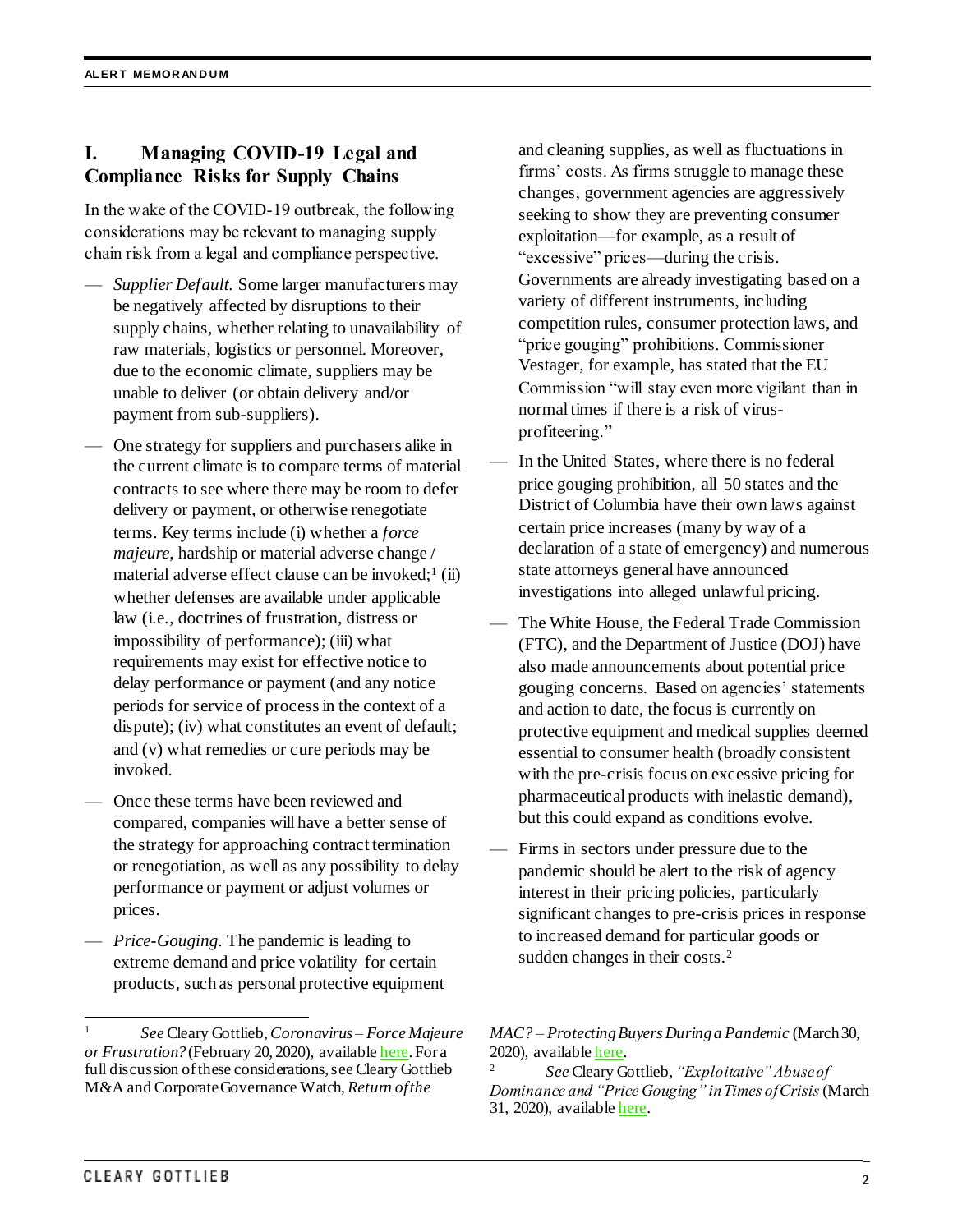## I. Managing COVID-19 Legal and Compliance Risks for Supply Chains

In the wake of the COVID-19 outbreak, the following considerations may be relevant to managing supply chain risk from a legal and compliance perspective.

— *Supplier Default.* Some larger manufacturers may be negatively affected by disruptions to their supply chains, whether relating to unavailability of raw materials, logistics or personnel. Moreover, due to the economic climate, suppliers may be unable to deliver (or obtain delivery and/or payment from sub-suppliers).

— One strategy for suppliers and purchasers alike in the current climate is to compare terms of material contracts to see where there may be room to defer delivery or payment, or otherwise renegotiate terms. Key terms include (i) whether a *force majeure*, hardship or material adverse change / material adverse effect clause can be invoked;[1] (ii) whether defenses are available under applicable law (i.e., doctrines of frustration, distress or impossibility of performance); (iii) what requirements may exist for effective notice to delay performance or payment (and any notice periods for service of process in the context of a dispute); (iv) what constitutes an event of default; and (v) what remedies or cure periods may be invoked.

— Once these terms have been reviewed and compared, companies will have a better sense of the strategy for approaching contract termination or renegotiation, as well as any possibility to delay performance or payment or adjust volumes or prices.

— *Price-Gouging.* The pandemic is leading to extreme demand and price volatility for certain products, such as personal protective equipment and cleaning supplies, as well as fluctuations in firms' costs. As firms struggle to manage these changes, government agencies are aggressively seeking to show they are preventing consumer exploitation—for example, as a result of "excessive" prices—during the crisis. Governments are already investigating based on a variety of different instruments, including competition rules, consumer protection laws, and "price gouging" prohibitions. Commissioner Vestager, for example, has stated that the EU Commission "will stay even more vigilant than in normal times if there is a risk of virus-profiteering."

— In the United States, where there is no federal price gouging prohibition, all 50 states and the District of Columbia have their own laws against certain price increases (many by way of a declaration of a state of emergency) and numerous state attorneys general have announced investigations into alleged unlawful pricing.

— The White House, the Federal Trade Commission (FTC), and the Department of Justice (DOJ) have also made announcements about potential price gouging concerns. Based on agencies' statements and action to date, the focus is currently on protective equipment and medical supplies deemed essential to consumer health (broadly consistent with the pre-crisis focus on excessive pricing for pharmaceutical products with inelastic demand), but this could expand as conditions evolve.

— Firms in sectors under pressure due to the pandemic should be alert to the risk of agency interest in their pricing policies, particularly significant changes to pre-crisis prices in response to increased demand for particular goods or sudden changes in their costs.[2]

---

[1] *See* Cleary Gottlieb, *Coronavirus – Force Majeure or Frustration?* (February 20, 2020), available here. For a full discussion of these considerations, see Cleary Gottlieb M&A and Corporate Governance Watch, *Return of the MAC? – Protecting Buyers During a Pandemic* (March 30, 2020), available here.

[2] *See* Cleary Gottlieb, *"Exploitative" Abuse of Dominance and "Price Gouging" in Times of Crisis* (March 31, 2020), available here.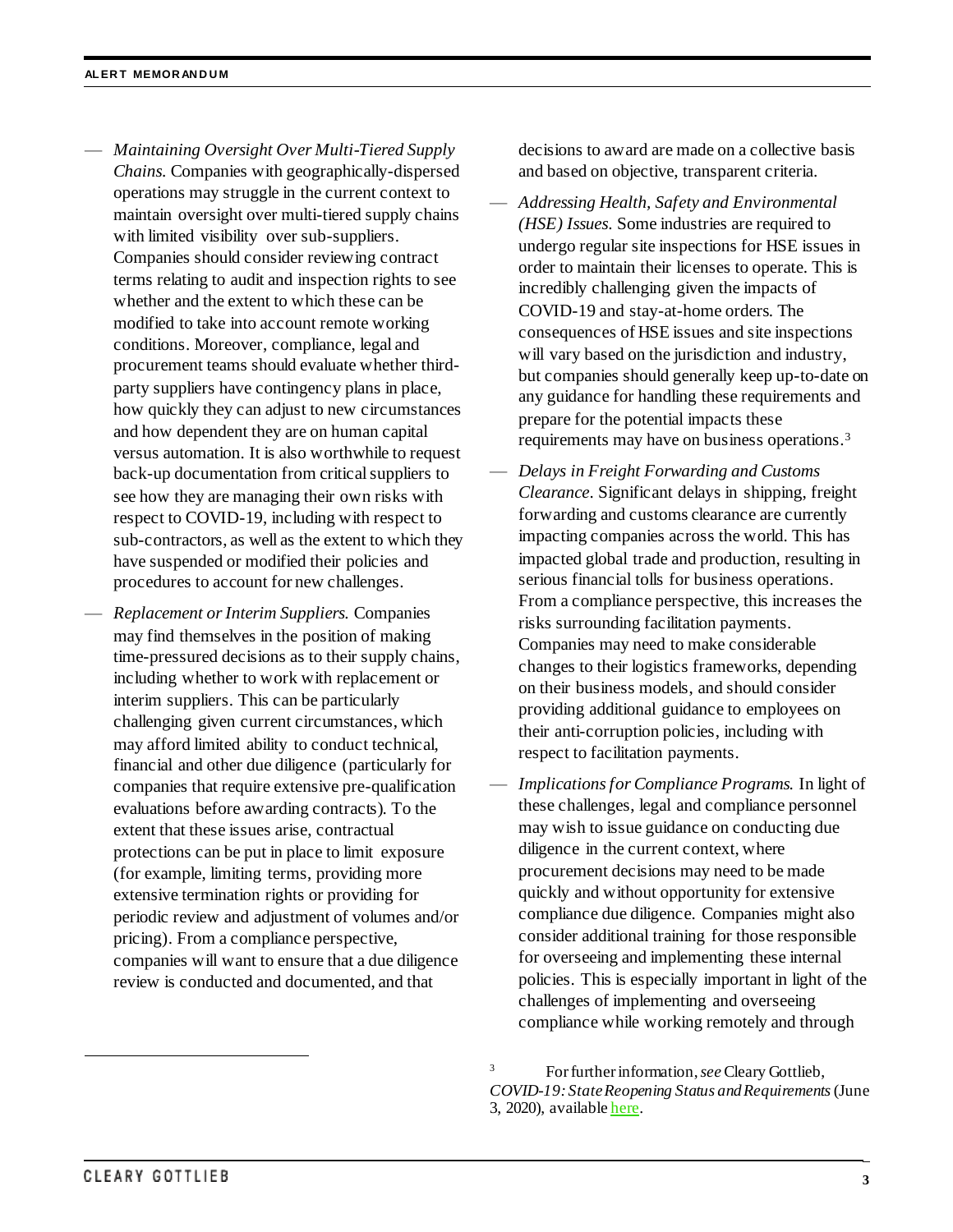- *Maintaining Oversight Over Multi-Tiered Supply Chains.* Companies with geographically-dispersed operations may struggle in the current context to maintain oversight over multi-tiered supply chains with limited visibility over sub-suppliers. Companies should consider reviewing contract terms relating to audit and inspection rights to see whether and the extent to which these can be modified to take into account remote working conditions. Moreover, compliance, legal and procurement teams should evaluate whether third-party suppliers have contingency plans in place, how quickly they can adjust to new circumstances and how dependent they are on human capital versus automation. It is also worthwhile to request back-up documentation from critical suppliers to see how they are managing their own risks with respect to COVID-19, including with respect to sub-contractors, as well as the extent to which they have suspended or modified their policies and procedures to account for new challenges.

- *Replacement or Interim Suppliers.* Companies may find themselves in the position of making time-pressured decisions as to their supply chains, including whether to work with replacement or interim suppliers. This can be particularly challenging given current circumstances, which may afford limited ability to conduct technical, financial and other due diligence (particularly for companies that require extensive pre-qualification evaluations before awarding contracts). To the extent that these issues arise, contractual protections can be put in place to limit exposure (for example, limiting terms, providing more extensive termination rights or providing for periodic review and adjustment of volumes and/or pricing). From a compliance perspective, companies will want to ensure that a due diligence review is conducted and documented, and that decisions to award are made on a collective basis and based on objective, transparent criteria.

- *Addressing Health, Safety and Environmental (HSE) Issues.* Some industries are required to undergo regular site inspections for HSE issues in order to maintain their licenses to operate. This is incredibly challenging given the impacts of COVID-19 and stay-at-home orders. The consequences of HSE issues and site inspections will vary based on the jurisdiction and industry, but companies should generally keep up-to-date on any guidance for handling these requirements and prepare for the potential impacts these requirements may have on business operations.[3]

- *Delays in Freight Forwarding and Customs Clearance.* Significant delays in shipping, freight forwarding and customs clearance are currently impacting companies across the world. This has impacted global trade and production, resulting in serious financial tolls for business operations. From a compliance perspective, this increases the risks surrounding facilitation payments. Companies may need to make considerable changes to their logistics frameworks, depending on their business models, and should consider providing additional guidance to employees on their anti-corruption policies, including with respect to facilitation payments.

- *Implications for Compliance Programs.* In light of these challenges, legal and compliance personnel may wish to issue guidance on conducting due diligence in the current context, where procurement decisions may need to be made quickly and without opportunity for extensive compliance due diligence. Companies might also consider additional training for those responsible for overseeing and implementing these internal policies. This is especially important in light of the challenges of implementing and overseeing compliance while working remotely and through

[3] For further information, *see* Cleary Gottlieb, *COVID-19: State Reopening Status and Requirements* (June 3, 2020), available here.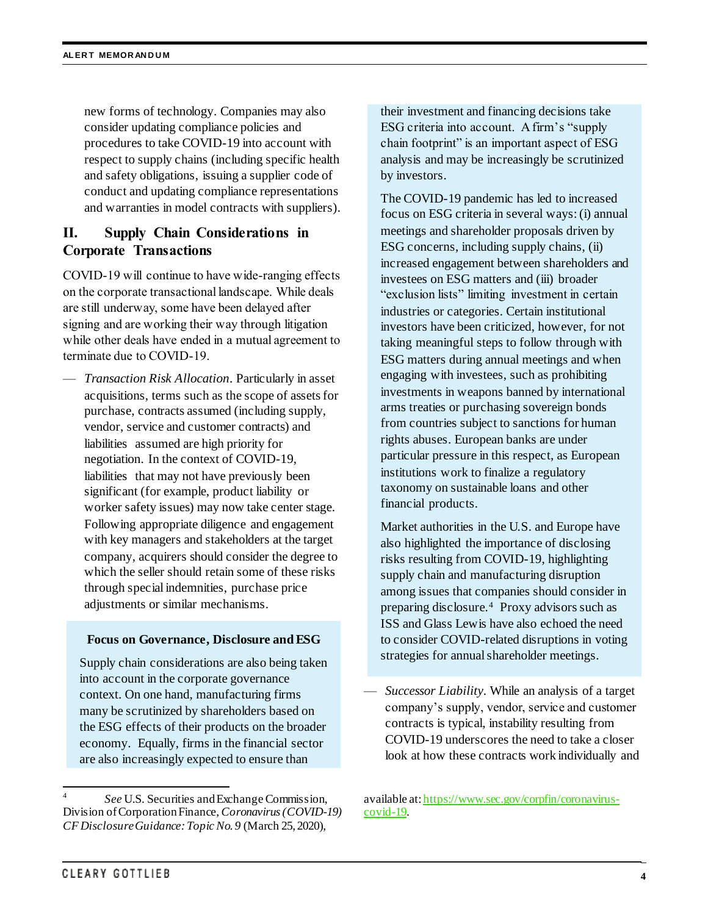new forms of technology. Companies may also consider updating compliance policies and procedures to take COVID-19 into account with respect to supply chains (including specific health and safety obligations, issuing a supplier code of conduct and updating compliance representations and warranties in model contracts with suppliers).

## II. Supply Chain Considerations in Corporate Transactions

COVID-19 will continue to have wide-ranging effects on the corporate transactional landscape. While deals are still underway, some have been delayed after signing and are working their way through litigation while other deals have ended in a mutual agreement to terminate due to COVID-19.

— *Transaction Risk Allocation*. Particularly in asset acquisitions, terms such as the scope of assets for purchase, contracts assumed (including supply, vendor, service and customer contracts) and liabilities assumed are high priority for negotiation. In the context of COVID-19, liabilities that may not have previously been significant (for example, product liability or worker safety issues) may now take center stage. Following appropriate diligence and engagement with key managers and stakeholders at the target company, acquirers should consider the degree to which the seller should retain some of these risks through special indemnities, purchase price adjustments or similar mechanisms.

**Focus on Governance, Disclosure and ESG**

Supply chain considerations are also being taken into account in the corporate governance context. On one hand, manufacturing firms many be scrutinized by shareholders based on the ESG effects of their products on the broader economy. Equally, firms in the financial sector are also increasingly expected to ensure than their investment and financing decisions take ESG criteria into account. A firm's "supply chain footprint" is an important aspect of ESG analysis and may be increasingly be scrutinized by investors.

The COVID-19 pandemic has led to increased focus on ESG criteria in several ways: (i) annual meetings and shareholder proposals driven by ESG concerns, including supply chains, (ii) increased engagement between shareholders and investees on ESG matters and (iii) broader "exclusion lists" limiting investment in certain industries or categories. Certain institutional investors have been criticized, however, for not taking meaningful steps to follow through with ESG matters during annual meetings and when engaging with investees, such as prohibiting investments in weapons banned by international arms treaties or purchasing sovereign bonds from countries subject to sanctions for human rights abuses. European banks are under particular pressure in this respect, as European institutions work to finalize a regulatory taxonomy on sustainable loans and other financial products.

Market authorities in the U.S. and Europe have also highlighted the importance of disclosing risks resulting from COVID-19, highlighting supply chain and manufacturing disruption among issues that companies should consider in preparing disclosure.[4] Proxy advisors such as ISS and Glass Lewis have also echoed the need to consider COVID-related disruptions in voting strategies for annual shareholder meetings.

— *Successor Liability*. While an analysis of a target company's supply, vendor, service and customer contracts is typical, instability resulting from COVID-19 underscores the need to take a closer look at how these contracts work individually and

[4] *See* U.S. Securities and Exchange Commission, Division of Corporation Finance, *Coronavirus (COVID-19) CF Disclosure Guidance: Topic No. 9* (March 25, 2020), available at: https://www.sec.gov/corpfin/coronavirus-covid-19.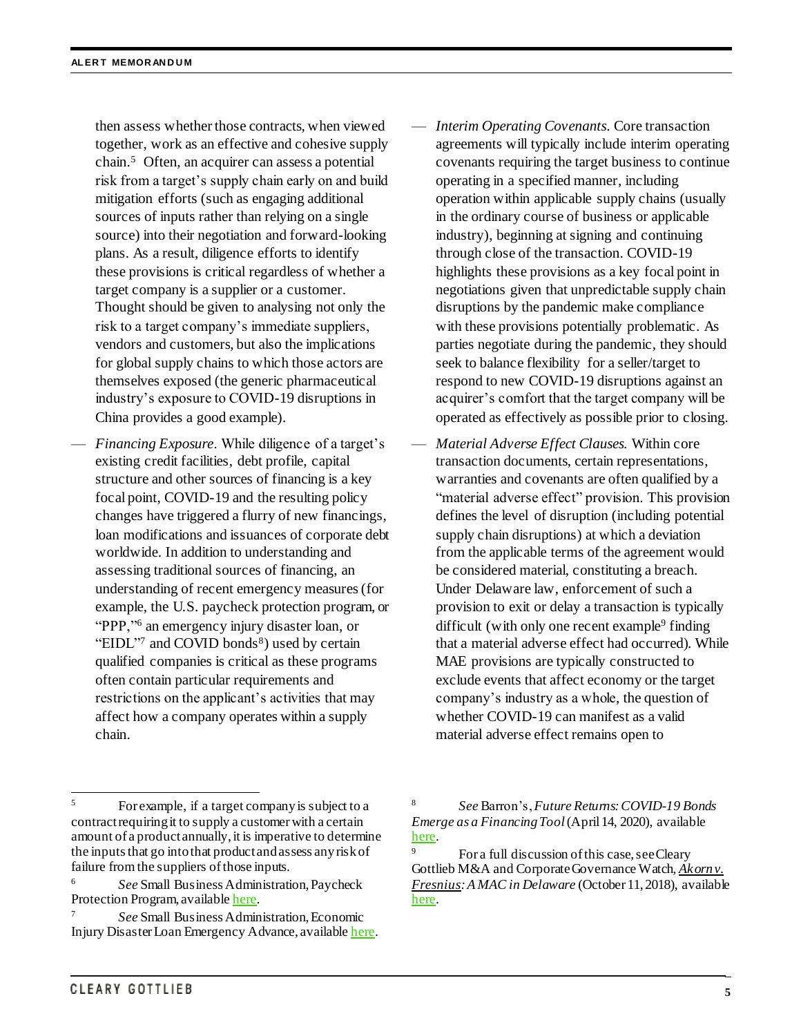then assess whether those contracts, when viewed together, work as an effective and cohesive supply chain.[5] Often, an acquirer can assess a potential risk from a target's supply chain early on and build mitigation efforts (such as engaging additional sources of inputs rather than relying on a single source) into their negotiation and forward-looking plans. As a result, diligence efforts to identify these provisions is critical regardless of whether a target company is a supplier or a customer. Thought should be given to analysing not only the risk to a target company's immediate suppliers, vendors and customers, but also the implications for global supply chains to which those actors are themselves exposed (the generic pharmaceutical industry's exposure to COVID-19 disruptions in China provides a good example).

— *Financing Exposure.* While diligence of a target's existing credit facilities, debt profile, capital structure and other sources of financing is a key focal point, COVID-19 and the resulting policy changes have triggered a flurry of new financings, loan modifications and issuances of corporate debt worldwide. In addition to understanding and assessing traditional sources of financing, an understanding of recent emergency measures (for example, the U.S. paycheck protection program, or "PPP,"[6] an emergency injury disaster loan, or "EIDL"[7] and COVID bonds[8]) used by certain qualified companies is critical as these programs often contain particular requirements and restrictions on the applicant's activities that may affect how a company operates within a supply chain.

— *Interim Operating Covenants.* Core transaction agreements will typically include interim operating covenants requiring the target business to continue operating in a specified manner, including operation within applicable supply chains (usually in the ordinary course of business or applicable industry), beginning at signing and continuing through close of the transaction. COVID-19 highlights these provisions as a key focal point in negotiations given that unpredictable supply chain disruptions by the pandemic make compliance with these provisions potentially problematic. As parties negotiate during the pandemic, they should seek to balance flexibility for a seller/target to respond to new COVID-19 disruptions against an acquirer's comfort that the target company will be operated as effectively as possible prior to closing.

— *Material Adverse Effect Clauses.* Within core transaction documents, certain representations, warranties and covenants are often qualified by a "material adverse effect" provision. This provision defines the level of disruption (including potential supply chain disruptions) at which a deviation from the applicable terms of the agreement would be considered material, constituting a breach. Under Delaware law, enforcement of such a provision to exit or delay a transaction is typically difficult (with only one recent example[9] finding that a material adverse effect had occurred). While MAE provisions are typically constructed to exclude events that affect economy or the target company's industry as a whole, the question of whether COVID-19 can manifest as a valid material adverse effect remains open to

---

[5] For example, if a target company is subject to a contract requiring it to supply a customer with a certain amount of a product annually, it is imperative to determine the inputs that go into that product and assess any risk of failure from the suppliers of those inputs.

[6] *See* Small Business Administration, Paycheck Protection Program, available here.

[7] *See* Small Business Administration, Economic Injury Disaster Loan Emergency Advance, available here.

[8] *See* Barron's, *Future Returns: COVID-19 Bonds Emerge as a Financing Tool* (April 14, 2020), available here.

[9] For a full discussion of this case, see Cleary Gottlieb M&A and Corporate Governance Watch, *Akorn v. Fresnius: A MAC in Delaware* (October 11, 2018), available here.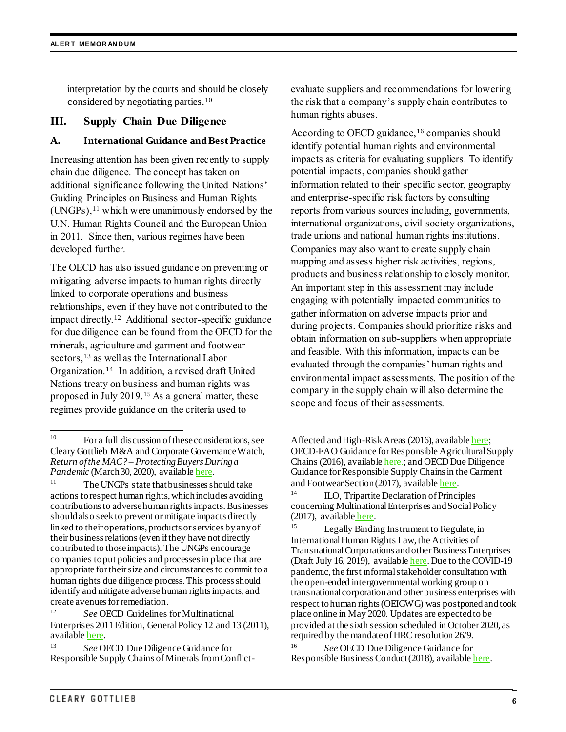interpretation by the courts and should be closely considered by negotiating parties.[10]

## III. Supply Chain Due Diligence

### A. International Guidance and Best Practice

Increasing attention has been given recently to supply chain due diligence. The concept has taken on additional significance following the United Nations' Guiding Principles on Business and Human Rights (UNGPs),[11] which were unanimously endorsed by the U.N. Human Rights Council and the European Union in 2011. Since then, various regimes have been developed further.

The OECD has also issued guidance on preventing or mitigating adverse impacts to human rights directly linked to corporate operations and business relationships, even if they have not contributed to the impact directly.[12] Additional sector-specific guidance for due diligence can be found from the OECD for the minerals, agriculture and garment and footwear sectors,[13] as well as the International Labor Organization.[14] In addition, a revised draft United Nations treaty on business and human rights was proposed in July 2019.[15] As a general matter, these regimes provide guidance on the criteria used to evaluate suppliers and recommendations for lowering the risk that a company's supply chain contributes to human rights abuses.

According to OECD guidance,[16] companies should identify potential human rights and environmental impacts as criteria for evaluating suppliers. To identify potential impacts, companies should gather information related to their specific sector, geography and enterprise-specific risk factors by consulting reports from various sources including, governments, international organizations, civil society organizations, trade unions and national human rights institutions. Companies may also want to create supply chain mapping and assess higher risk activities, regions, products and business relationship to closely monitor. An important step in this assessment may include engaging with potentially impacted communities to gather information on adverse impacts prior and during projects. Companies should prioritize risks and obtain information on sub-suppliers when appropriate and feasible. With this information, impacts can be evaluated through the companies' human rights and environmental impact assessments. The position of the company in the supply chain will also determine the scope and focus of their assessments.

---

[10] For a full discussion of these considerations, see Cleary Gottlieb M&A and Corporate Governance Watch, *Return of the MAC? – Protecting Buyers During a Pandemic* (March 30, 2020), available here.

[11] The UNGPs state that businesses should take actions to respect human rights, which includes avoiding contributions to adverse human rights impacts. Businesses should also seek to prevent or mitigate impacts directly linked to their operations, products or services by any of their business relations (even if they have not directly contributed to those impacts). The UNGPs encourage companies to put policies and processes in place that are appropriate for their size and circumstances to commit to a human rights due diligence process. This process should identify and mitigate adverse human rights impacts, and create avenues for remediation.

[12] *See* OECD Guidelines for Multinational Enterprises 2011 Edition, General Policy 12 and 13 (2011), available here.

[13] *See* OECD Due Diligence Guidance for Responsible Supply Chains of Minerals from Conflict-Affected and High-Risk Areas (2016), available here; OECD-FAO Guidance for Responsible Agricultural Supply Chains (2016), available here.; and OECD Due Diligence Guidance for Responsible Supply Chains in the Garment and Footwear Section (2017), available here.

[14] ILO, Tripartite Declaration of Principles concerning Multinational Enterprises and Social Policy (2017), available here.

[15] Legally Binding Instrument to Regulate, in International Human Rights Law, the Activities of Transnational Corporations and other Business Enterprises (Draft July 16, 2019), available here. Due to the COVID-19 pandemic, the first informal stakeholder consultation with the open-ended intergovernmental working group on transnational corporation and other business enterprises with respect to human rights (OEIGWG) was postponed and took place online in May 2020. Updates are expected to be provided at the sixth session scheduled in October 2020, as required by the mandate of HRC resolution 26/9.

[16] *See* OECD Due Diligence Guidance for Responsible Business Conduct (2018), available here.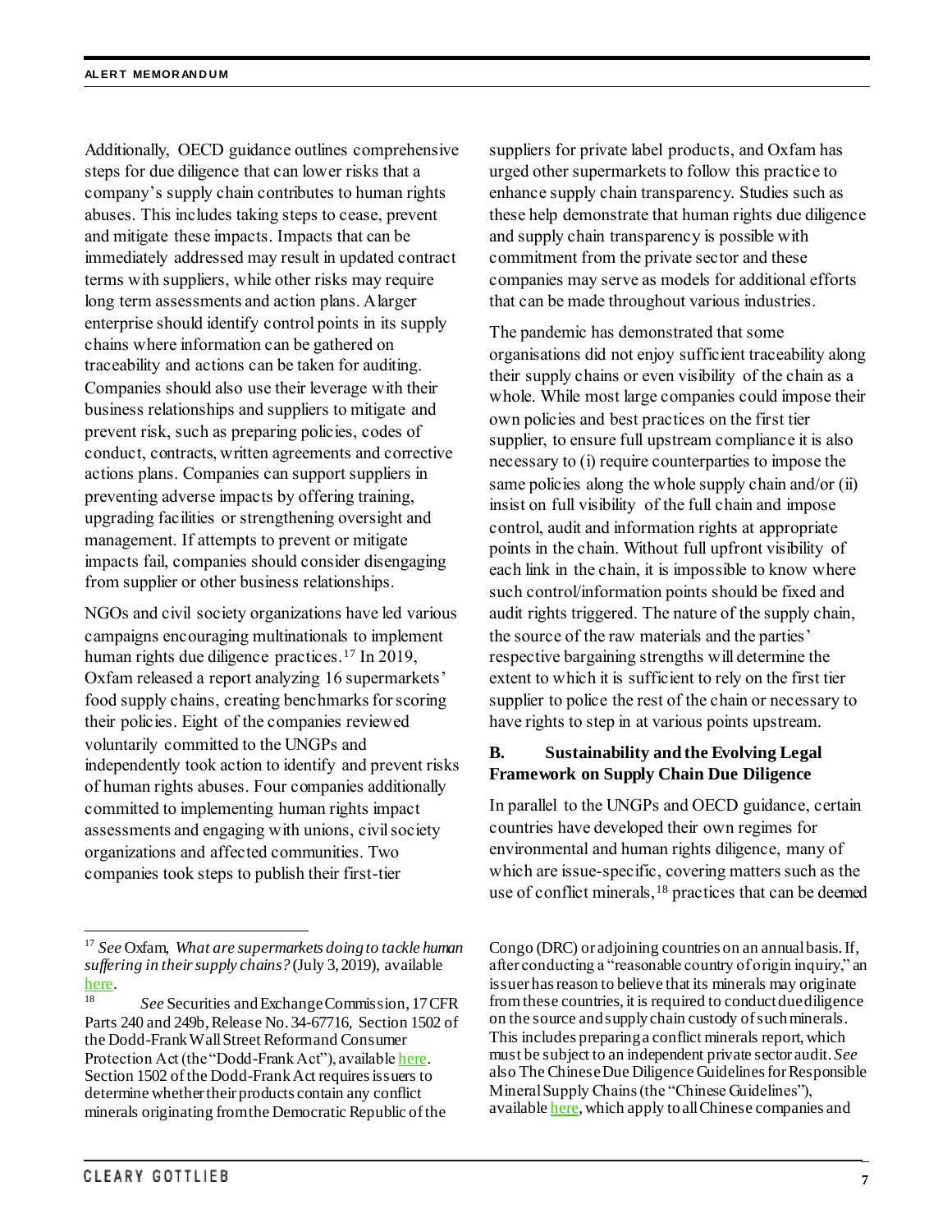Additionally, OECD guidance outlines comprehensive steps for due diligence that can lower risks that a company's supply chain contributes to human rights abuses. This includes taking steps to cease, prevent and mitigate these impacts. Impacts that can be immediately addressed may result in updated contract terms with suppliers, while other risks may require long term assessments and action plans. A larger enterprise should identify control points in its supply chains where information can be gathered on traceability and actions can be taken for auditing. Companies should also use their leverage with their business relationships and suppliers to mitigate and prevent risk, such as preparing policies, codes of conduct, contracts, written agreements and corrective actions plans. Companies can support suppliers in preventing adverse impacts by offering training, upgrading facilities or strengthening oversight and management. If attempts to prevent or mitigate impacts fail, companies should consider disengaging from supplier or other business relationships.

NGOs and civil society organizations have led various campaigns encouraging multinationals to implement human rights due diligence practices.[17] In 2019, Oxfam released a report analyzing 16 supermarkets' food supply chains, creating benchmarks for scoring their policies. Eight of the companies reviewed voluntarily committed to the UNGPs and independently took action to identify and prevent risks of human rights abuses. Four companies additionally committed to implementing human rights impact assessments and engaging with unions, civil society organizations and affected communities. Two companies took steps to publish their first-tier suppliers for private label products, and Oxfam has urged other supermarkets to follow this practice to enhance supply chain transparency. Studies such as these help demonstrate that human rights due diligence and supply chain transparency is possible with commitment from the private sector and these companies may serve as models for additional efforts that can be made throughout various industries.

The pandemic has demonstrated that some organisations did not enjoy sufficient traceability along their supply chains or even visibility of the chain as a whole. While most large companies could impose their own policies and best practices on the first tier supplier, to ensure full upstream compliance it is also necessary to (i) require counterparties to impose the same policies along the whole supply chain and/or (ii) insist on full visibility of the full chain and impose control, audit and information rights at appropriate points in the chain. Without full upfront visibility of each link in the chain, it is impossible to know where such control/information points should be fixed and audit rights triggered. The nature of the supply chain, the source of the raw materials and the parties' respective bargaining strengths will determine the extent to which it is sufficient to rely on the first tier supplier to police the rest of the chain or necessary to have rights to step in at various points upstream.

### B. Sustainability and the Evolving Legal Framework on Supply Chain Due Diligence

In parallel to the UNGPs and OECD guidance, certain countries have developed their own regimes for environmental and human rights diligence, many of which are issue-specific, covering matters such as the use of conflict minerals,[18] practices that can be deemed

---

[17] *See* Oxfam, *What are supermarkets doing to tackle human suffering in their supply chains?* (July 3, 2019), available here.

[18] *See* Securities and Exchange Commission, 17 CFR Parts 240 and 249b, Release No. 34-67716, Section 1502 of the Dodd-Frank Wall Street Reform and Consumer Protection Act (the "Dodd-Frank Act"), available here. Section 1502 of the Dodd-Frank Act requires issuers to determine whether their products contain any conflict minerals originating from the Democratic Republic of the Congo (DRC) or adjoining countries on an annual basis. If, after conducting a "reasonable country of origin inquiry," an issuer has reason to believe that its minerals may originate from these countries, it is required to conduct due diligence on the source and supply chain custody of such minerals. This includes preparing a conflict minerals report, which must be subject to an independent private sector audit. *See also* The Chinese Due Diligence Guidelines for Responsible Mineral Supply Chains (the "Chinese Guidelines"), available here, which apply to all Chinese companies and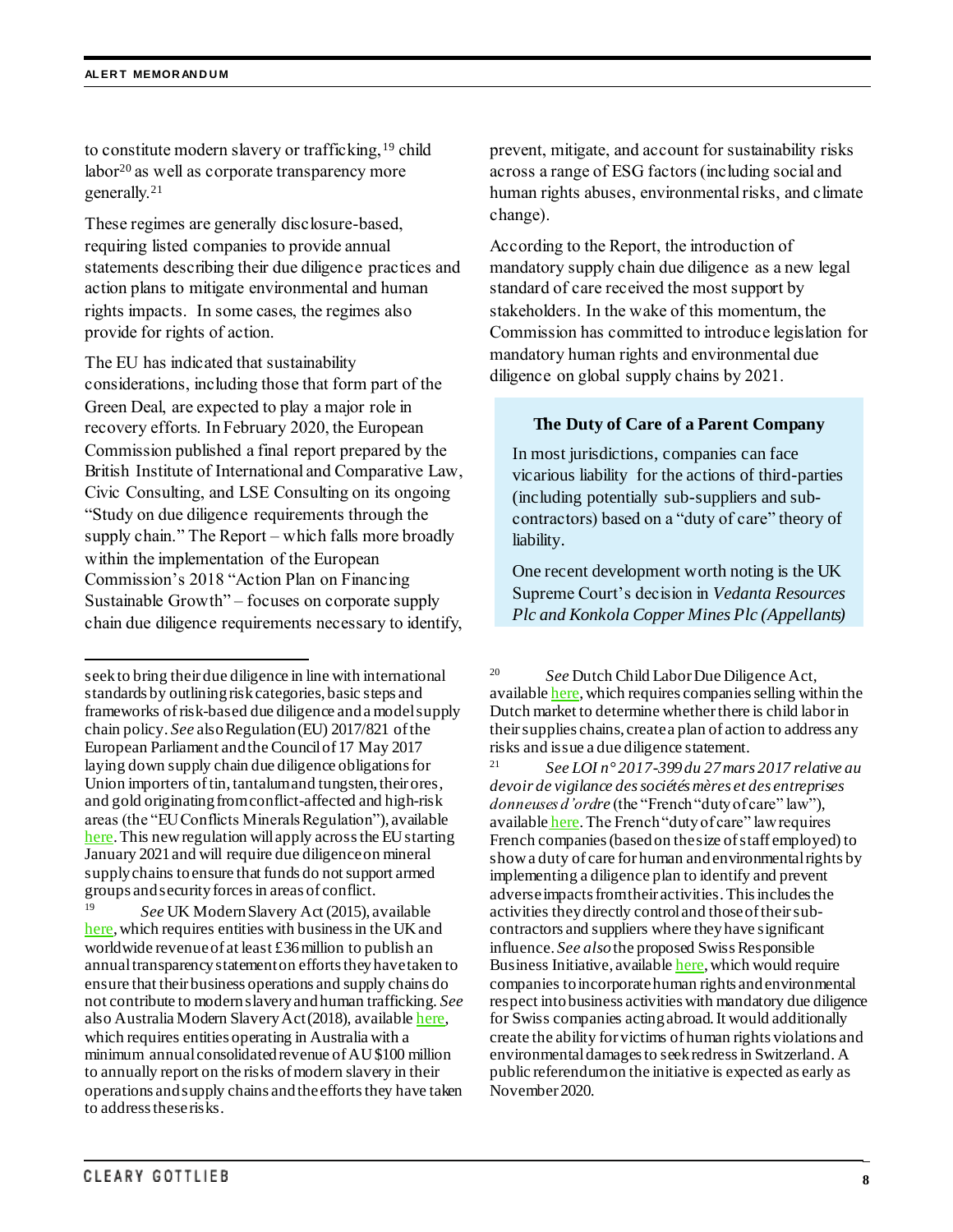to constitute modern slavery or trafficking,[19] child labor[20] as well as corporate transparency more generally.[21]

These regimes are generally disclosure-based, requiring listed companies to provide annual statements describing their due diligence practices and action plans to mitigate environmental and human rights impacts. In some cases, the regimes also provide for rights of action.

The EU has indicated that sustainability considerations, including those that form part of the Green Deal, are expected to play a major role in recovery efforts. In February 2020, the European Commission published a final report prepared by the British Institute of International and Comparative Law, Civic Consulting, and LSE Consulting on its ongoing "Study on due diligence requirements through the supply chain." The Report – which falls more broadly within the implementation of the European Commission's 2018 "Action Plan on Financing Sustainable Growth" – focuses on corporate supply chain due diligence requirements necessary to identify, prevent, mitigate, and account for sustainability risks across a range of ESG factors (including social and human rights abuses, environmental risks, and climate change).

According to the Report, the introduction of mandatory supply chain due diligence as a new legal standard of care received the most support by stakeholders. In the wake of this momentum, the Commission has committed to introduce legislation for mandatory human rights and environmental due diligence on global supply chains by 2021.

**The Duty of Care of a Parent Company**

In most jurisdictions, companies can face vicarious liability for the actions of third-parties (including potentially sub-suppliers and sub-contractors) based on a "duty of care" theory of liability.

One recent development worth noting is the UK Supreme Court's decision in *Vedanta Resources Plc and Konkola Copper Mines Plc (Appellants)*

---

seek to bring their due diligence in line with international standards by outlining risk categories, basic steps and frameworks of risk-based due diligence and a model supply chain policy. *See* also Regulation (EU) 2017/821 of the European Parliament and the Council of 17 May 2017 laying down supply chain due diligence obligations for Union importers of tin, tantalum and tungsten, their ores, and gold originating from conflict-affected and high-risk areas (the "EU Conflicts Minerals Regulation"), available here. This new regulation will apply across the EU starting January 2021 and will require due diligence on mineral supply chains to ensure that funds do not support armed groups and security forces in areas of conflict.

[19] *See* UK Modern Slavery Act (2015), available here, which requires entities with business in the UK and worldwide revenue of at least £36 million to publish an annual transparency statement on efforts they have taken to ensure that their business operations and supply chains do not contribute to modern slavery and human trafficking. *See* also Australia Modern Slavery Act (2018), available here, which requires entities operating in Australia with a minimum annual consolidated revenue of AU $100 million to annually report on the risks of modern slavery in their operations and supply chains and the efforts they have taken to address these risks.

[20] *See* Dutch Child Labor Due Diligence Act, available here, which requires companies selling within the Dutch market to determine whether there is child labor in their supplies chains, create a plan of action to address any risks and issue a due diligence statement.

[21] *See LOI n° 2017-399 du 27 mars 2017 relative au devoir de vigilance des sociétés mères et des entreprises donneuses d'ordre* (the "French "duty of care" law"), available here. The French "duty of care" law requires French companies (based on the size of staff employed) to show a duty of care for human and environmental rights by implementing a diligence plan to identify and prevent adverse impacts from their activities. This includes the activities they directly control and those of their sub-contractors and suppliers where they have significant influence. *See also* the proposed Swiss Responsible Business Initiative, available here, which would require companies to incorporate human rights and environmental respect into business activities with mandatory due diligence for Swiss companies acting abroad. It would additionally create the ability for victims of human rights violations and environmental damages to seek redress in Switzerland. A public referendum on the initiative is expected as early as November 2020.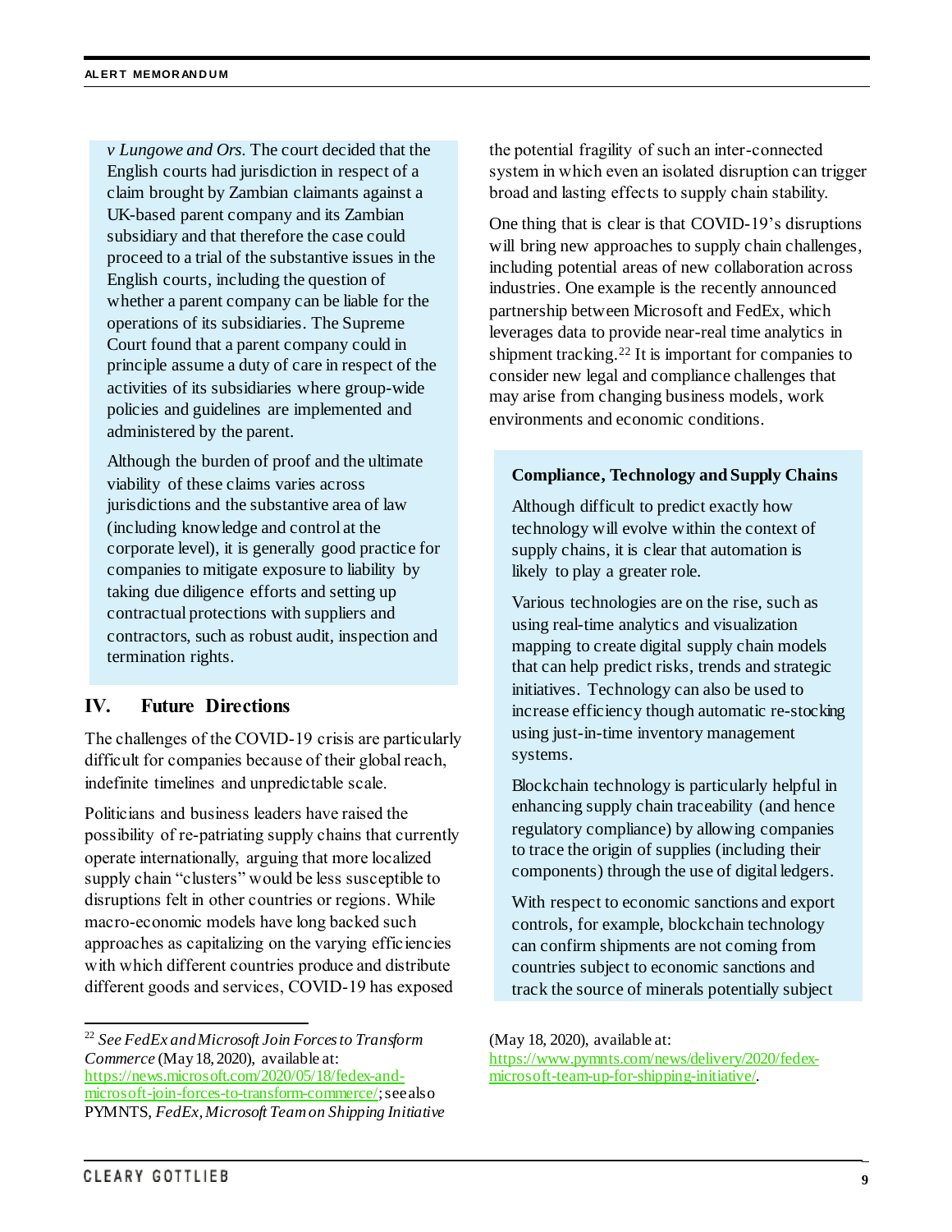*v Lungowe and Ors*. The court decided that the English courts had jurisdiction in respect of a claim brought by Zambian claimants against a UK-based parent company and its Zambian subsidiary and that therefore the case could proceed to a trial of the substantive issues in the English courts, including the question of whether a parent company can be liable for the operations of its subsidiaries. The Supreme Court found that a parent company could in principle assume a duty of care in respect of the activities of its subsidiaries where group-wide policies and guidelines are implemented and administered by the parent.

Although the burden of proof and the ultimate viability of these claims varies across jurisdictions and the substantive area of law (including knowledge and control at the corporate level), it is generally good practice for companies to mitigate exposure to liability by taking due diligence efforts and setting up contractual protections with suppliers and contractors, such as robust audit, inspection and termination rights.

## IV. Future Directions

The challenges of the COVID-19 crisis are particularly difficult for companies because of their global reach, indefinite timelines and unpredictable scale.

Politicians and business leaders have raised the possibility of re-patriating supply chains that currently operate internationally, arguing that more localized supply chain "clusters" would be less susceptible to disruptions felt in other countries or regions. While macro-economic models have long backed such approaches as capitalizing on the varying efficiencies with which different countries produce and distribute different goods and services, COVID-19 has exposed the potential fragility of such an inter-connected system in which even an isolated disruption can trigger broad and lasting effects to supply chain stability.

One thing that is clear is that COVID-19's disruptions will bring new approaches to supply chain challenges, including potential areas of new collaboration across industries. One example is the recently announced partnership between Microsoft and FedEx, which leverages data to provide near-real time analytics in shipment tracking.[22] It is important for companies to consider new legal and compliance challenges that may arise from changing business models, work environments and economic conditions.

**Compliance, Technology and Supply Chains**

Although difficult to predict exactly how technology will evolve within the context of supply chains, it is clear that automation is likely to play a greater role.

Various technologies are on the rise, such as using real-time analytics and visualization mapping to create digital supply chain models that can help predict risks, trends and strategic initiatives. Technology can also be used to increase efficiency though automatic re-stocking using just-in-time inventory management systems.

Blockchain technology is particularly helpful in enhancing supply chain traceability (and hence regulatory compliance) by allowing companies to trace the origin of supplies (including their components) through the use of digital ledgers.

With respect to economic sanctions and export controls, for example, blockchain technology can confirm shipments are not coming from countries subject to economic sanctions and track the source of minerals potentially subject

---

[22] *See FedEx and Microsoft Join Forces to Transform Commerce* (May 18, 2020), available at: https://news.microsoft.com/2020/05/18/fedex-and-microsoft-join-forces-to-transform-commerce/; see also PYMNTS, *FedEx, Microsoft Team on Shipping Initiative* (May 18, 2020), available at: https://www.pymnts.com/news/delivery/2020/fedex-microsoft-team-up-for-shipping-initiative/.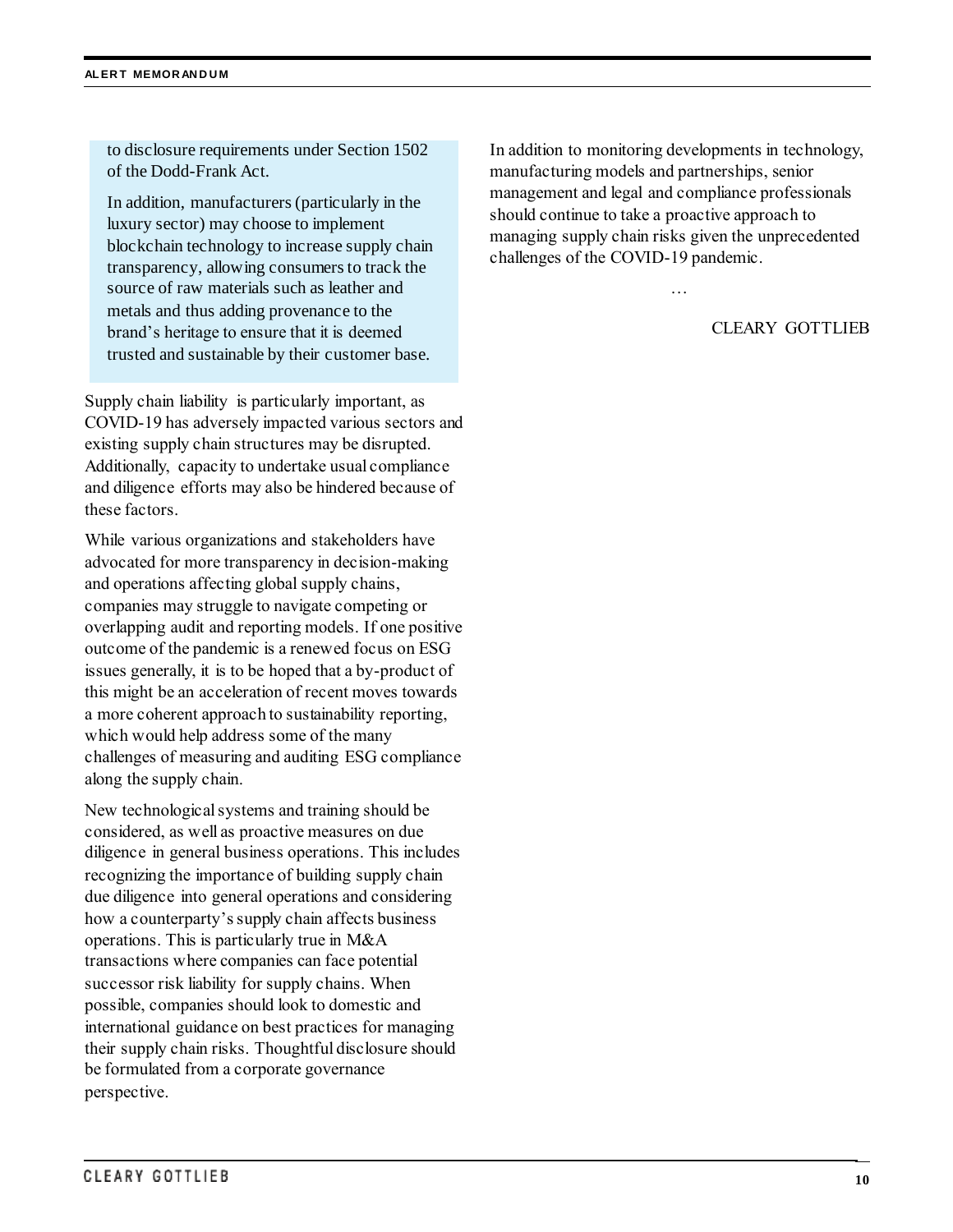to disclosure requirements under Section 1502 of the Dodd-Frank Act.

In addition, manufacturers (particularly in the luxury sector) may choose to implement blockchain technology to increase supply chain transparency, allowing consumers to track the source of raw materials such as leather and metals and thus adding provenance to the brand's heritage to ensure that it is deemed trusted and sustainable by their customer base.

Supply chain liability is particularly important, as COVID-19 has adversely impacted various sectors and existing supply chain structures may be disrupted. Additionally, capacity to undertake usual compliance and diligence efforts may also be hindered because of these factors.

While various organizations and stakeholders have advocated for more transparency in decision-making and operations affecting global supply chains, companies may struggle to navigate competing or overlapping audit and reporting models. If one positive outcome of the pandemic is a renewed focus on ESG issues generally, it is to be hoped that a by-product of this might be an acceleration of recent moves towards a more coherent approach to sustainability reporting, which would help address some of the many challenges of measuring and auditing ESG compliance along the supply chain.

New technological systems and training should be considered, as well as proactive measures on due diligence in general business operations. This includes recognizing the importance of building supply chain due diligence into general operations and considering how a counterparty's supply chain affects business operations. This is particularly true in M&A transactions where companies can face potential successor risk liability for supply chains. When possible, companies should look to domestic and international guidance on best practices for managing their supply chain risks. Thoughtful disclosure should be formulated from a corporate governance perspective.

In addition to monitoring developments in technology, manufacturing models and partnerships, senior management and legal and compliance professionals should continue to take a proactive approach to managing supply chain risks given the unprecedented challenges of the COVID-19 pandemic.

…

CLEARY GOTTLIEB